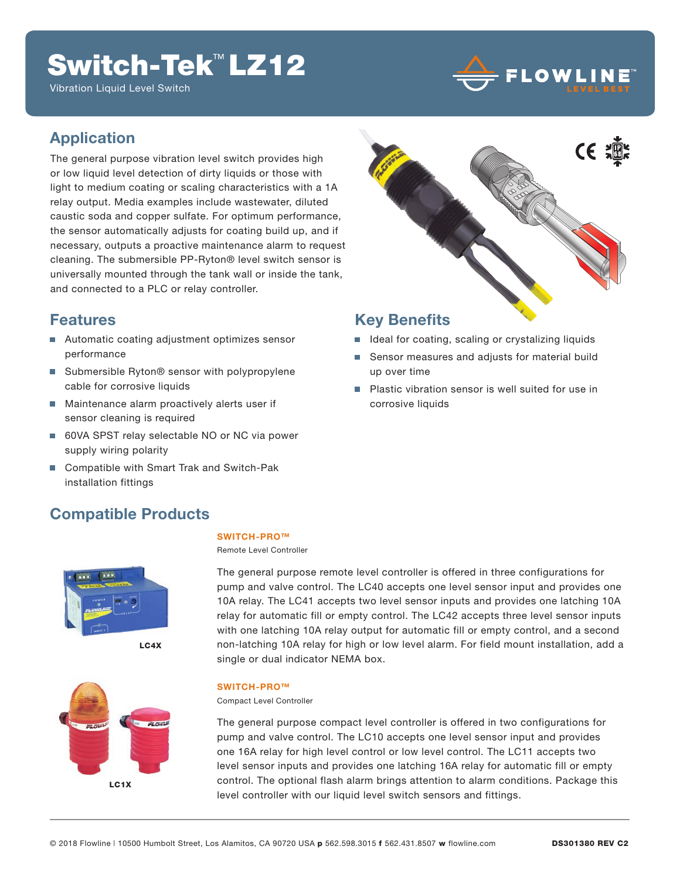# Switch-Tek™ LZ12

Vibration Liquid Level Switch

## Application

The general purpose vibration level switch provides high or low liquid level detection of dirty liquids or those with light to medium coating or scaling characteristics with a 1A relay output. Media examples include wastewater, diluted caustic soda and copper sulfate. For optimum performance, the sensor automatically adjusts for coating build up, and if necessary, outputs a proactive maintenance alarm to request cleaning. The submersible PP-Ryton® level switch sensor is universally mounted through the tank wall or inside the tank, and connected to a PLC or relay controller.

## Features

- Automatic coating adjustment optimizes sensor performance
- Submersible Ryton® sensor with polypropylene cable for corrosive liquids
- Maintenance alarm proactively alerts user if sensor cleaning is required
- 60VA SPST relay selectable NO or NC via power supply wiring polarity
- Compatible with Smart Trak and Switch-Pak installation fittings

## Key Benefits

- Ideal for coating, scaling or crystalizing liquids
- Sensor measures and adjusts for material build up over time
- Plastic vibration sensor is well suited for use in corrosive liquids

## Compatible Products

### SWITCH-PRO™

Remote Level Controller

The general purpose remote level controller is offered in three configurations for pump and valve control. The LC40 accepts one level sensor input and provides one 10A relay. The LC41 accepts two level sensor inputs and provides one latching 10A relay for automatic fill or empty control. The LC42 accepts three level sensor inputs with one latching 10A relay output for automatic fill or empty control, and a second non-latching 10A relay for high or low level alarm. For field mount installation, add a single or dual indicator NEMA box.

LC4X

### SWITCH-PRO™

Compact Level Controller

The general purpose compact level controller is offered in two configurations for pump and valve control. The LC10 accepts one level sensor input and provides one 16A relay for high level control or low level control. The LC11 accepts two level sensor inputs and provides one latching 16A relay for automatic fill or empty control. The optional flash alarm brings attention to alarm conditions. Package this level controller with our liquid level switch sensors and fittings.

LC1X

© 2018 Flowline | 10500 Humbolt Street, Los Alamitos, CA 90720 USA **p** 562.598.3015 **f** 562.431.8507 **w** flowline.com **DS301380 REV C2**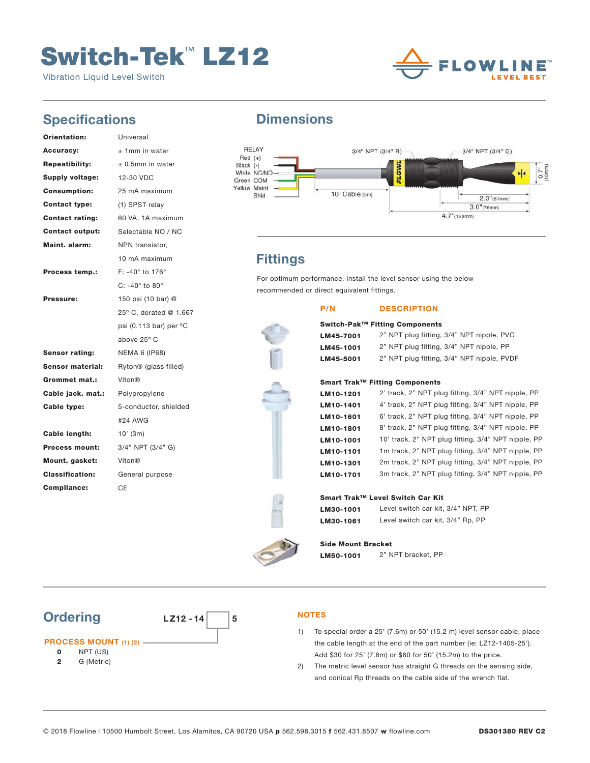# Switch-Tek™ LZ12

Vibration Liquid Level Switch

FLOWLINE LEVEL BEST

## Specifications

| | |
|---|---|
| **Orientation:** | Universal |
| **Accuracy:** | ± 1mm in water |
| **Repeatability:** | ± 0.5mm in water |
| **Supply voltage:** | 12-30 VDC |
| **Consumption:** | 25 mA maximum |
| **Contact type:** | (1) SPST relay |
| **Contact rating:** | 60 VA, 1A maximum |
| **Contact output:** | Selectable NO / NC |
| **Maint. alarm:** | NPN transistor, 10 mA maximum |
| **Process temp.:** | F: -40° to 176° C: -40° to 80° |
| **Pressure:** | 150 psi (10 bar) @ 25° C, derated @ 1.667 psi (0.113 bar) per °C above 25° C |
| **Sensor rating:** | NEMA 6 (IP68) |
| **Sensor material:** | Ryton® (glass filled) |
| **Grommet mat.:** | Viton® |
| **Cable jack. mat.:** | Polypropylene |
| **Cable type:** | 5-conductor, shielded #24 AWG |
| **Cable length:** | 10' (3m) |
| **Process mount:** | 3/4" NPT (3/4" G) |
| **Mount. gasket:** | Viton® |
| **Classification:** | General purpose |
| **Compliance:** | CE |

## Dimensions

RELAY
Red (+)
Black (-)
White NC/NO
Green COM
Yellow Maint.
Shld

3/4" NPT (3/4" R)
3/4" NPT (3/4" G)
10' Cable (3m)
0.7" (18mm)
2.3" (57mm)
3.0" (76mm)
4.7" (120mm)

## Fittings

For optimum performance, install the level sensor using the below recommended or direct equivalent fittings.

| P/N | DESCRIPTION |
|---|---|
| **Switch-Pak™ Fitting Components** | |
| **LM45-7001** | 2" NPT plug fitting, 3/4" NPT nipple, PVC |
| **LM45-1001** | 2" NPT plug fitting, 3/4" NPT nipple, PP |
| **LM45-5001** | 2" NPT plug fitting, 3/4" NPT nipple, PVDF |
| **Smart Trak™ Fitting Components** | |
| **LM10-1201** | 2' track, 2" NPT plug fitting, 3/4" NPT nipple, PP |
| **LM10-1401** | 4' track, 2" NPT plug fitting, 3/4" NPT nipple, PP |
| **LM10-1601** | 6' track, 2" NPT plug fitting, 3/4" NPT nipple, PP |
| **LM10-1801** | 8' track, 2" NPT plug fitting, 3/4" NPT nipple, PP |
| **LM10-1001** | 10' track, 2" NPT plug fitting, 3/4" NPT nipple, PP |
| **LM10-1101** | 1m track, 2" NPT plug fitting, 3/4" NPT nipple, PP |
| **LM10-1301** | 2m track, 2" NPT plug fitting, 3/4" NPT nipple, PP |
| **LM10-1701** | 3m track, 2" NPT plug fitting, 3/4" NPT nipple, PP |
| **Smart Trak™ Level Switch Car Kit** | |
| **LM30-1001** | Level switch car kit, 3/4" NPT, PP |
| **LM30-1061** | Level switch car kit, 3/4" Rp, PP |
| **Side Mount Bracket** | |
| **LM50-1001** | 2" NPT bracket, PP |

## Ordering

**LZ12 - 14 [ ] 5**

**PROCESS MOUNT (1) (2)**

- **0** NPT (US)
- **2** G (Metric)

### NOTES

1) To special order a 25' (7.6m) or 50' (15.2 m) level sensor cable, place the cable length at the end of the part number (ie: LZ12-1405-25'). Add $30 for 25' (7.6m) or $60 for 50' (15.2m) to the price.

2) The metric level sensor has straight G threads on the sensing side, and conical Rp threads on the cable side of the wrench flat.

© 2018 Flowline | 10500 Humbolt Street, Los Alamitos, CA 90720 USA **p** 562.598.3015 **f** 562.431.8507 **w** flowline.com

**DS301380 REV C2**